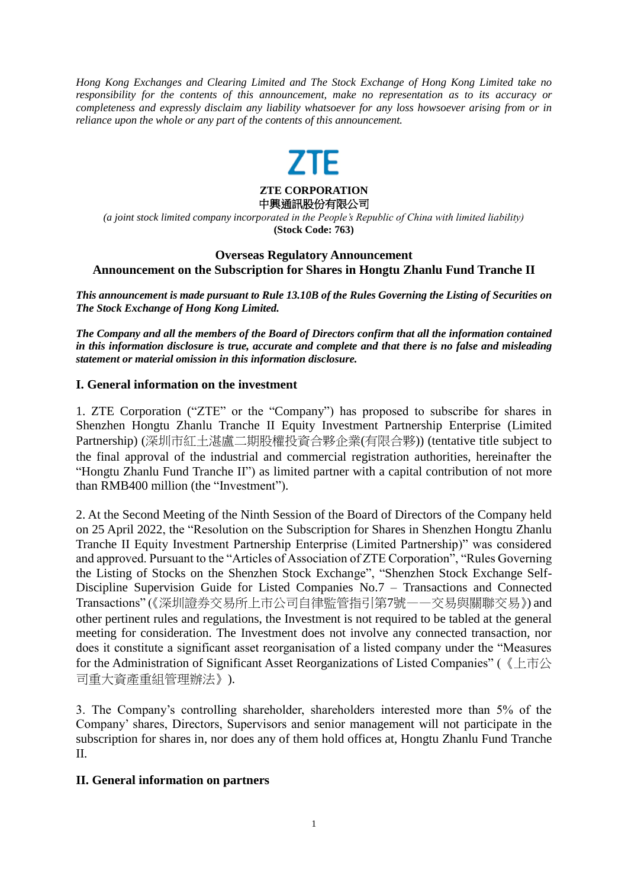*Hong Kong Exchanges and Clearing Limited and The Stock Exchange of Hong Kong Limited take no responsibility for the contents of this announcement, make no representation as to its accuracy or completeness and expressly disclaim any liability whatsoever for any loss howsoever arising from or in reliance upon the whole or any part of the contents of this announcement.*

ZTE

**ZTE CORPORATION**
**中興通訊股份有限公司**

*(a joint stock limited company incorporated in the People's Republic of China with limited liability)*
**(Stock Code: 763)**

## Overseas Regulatory Announcement
## Announcement on the Subscription for Shares in Hongtu Zhanlu Fund Tranche II

***This announcement is made pursuant to Rule 13.10B of the Rules Governing the Listing of Securities on The Stock Exchange of Hong Kong Limited.***

***The Company and all the members of the Board of Directors confirm that all the information contained in this information disclosure is true, accurate and complete and that there is no false and misleading statement or material omission in this information disclosure.***

### I. General information on the investment

1. ZTE Corporation ("ZTE" or the "Company") has proposed to subscribe for shares in Shenzhen Hongtu Zhanlu Tranche II Equity Investment Partnership Enterprise (Limited Partnership) (深圳市紅土湛盧二期股權投資合夥企業(有限合夥)) (tentative title subject to the final approval of the industrial and commercial registration authorities, hereinafter the "Hongtu Zhanlu Fund Tranche II") as limited partner with a capital contribution of not more than RMB400 million (the "Investment").

2. At the Second Meeting of the Ninth Session of the Board of Directors of the Company held on 25 April 2022, the "Resolution on the Subscription for Shares in Shenzhen Hongtu Zhanlu Tranche II Equity Investment Partnership Enterprise (Limited Partnership)" was considered and approved. Pursuant to the "Articles of Association of ZTE Corporation", "Rules Governing the Listing of Stocks on the Shenzhen Stock Exchange", "Shenzhen Stock Exchange Self-Discipline Supervision Guide for Listed Companies No.7 – Transactions and Connected Transactions" (《深圳證券交易所上市公司自律監管指引第7號——交易與關聯交易》) and other pertinent rules and regulations, the Investment is not required to be tabled at the general meeting for consideration. The Investment does not involve any connected transaction, nor does it constitute a significant asset reorganisation of a listed company under the "Measures for the Administration of Significant Asset Reorganizations of Listed Companies" (《上市公司重大資產重組管理辦法》).

3. The Company's controlling shareholder, shareholders interested more than 5% of the Company' shares, Directors, Supervisors and senior management will not participate in the subscription for shares in, nor does any of them hold offices at, Hongtu Zhanlu Fund Tranche II.

### II. General information on partners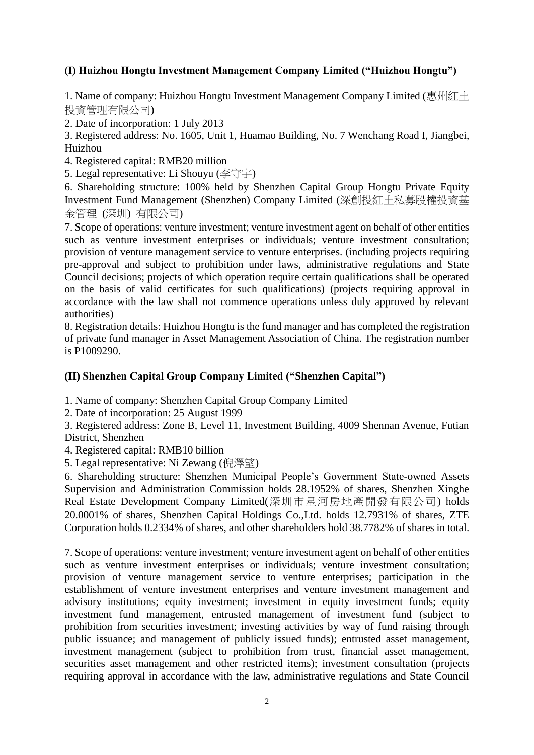**(I) Huizhou Hongtu Investment Management Company Limited ("Huizhou Hongtu")**

1. Name of company: Huizhou Hongtu Investment Management Company Limited (惠州紅土投資管理有限公司)
2. Date of incorporation: 1 July 2013
3. Registered address: No. 1605, Unit 1, Huamao Building, No. 7 Wenchang Road I, Jiangbei, Huizhou
4. Registered capital: RMB20 million
5. Legal representative: Li Shouyu (李守宇)
6. Shareholding structure: 100% held by Shenzhen Capital Group Hongtu Private Equity Investment Fund Management (Shenzhen) Company Limited (深創投紅土私募股權投資基金管理 (深圳) 有限公司)
7. Scope of operations: venture investment; venture investment agent on behalf of other entities such as venture investment enterprises or individuals; venture investment consultation; provision of venture management service to venture enterprises. (including projects requiring pre-approval and subject to prohibition under laws, administrative regulations and State Council decisions; projects of which operation require certain qualifications shall be operated on the basis of valid certificates for such qualifications) (projects requiring approval in accordance with the law shall not commence operations unless duly approved by relevant authorities)
8. Registration details: Huizhou Hongtu is the fund manager and has completed the registration of private fund manager in Asset Management Association of China. The registration number is P1009290.

**(II) Shenzhen Capital Group Company Limited ("Shenzhen Capital")**

1. Name of company: Shenzhen Capital Group Company Limited
2. Date of incorporation: 25 August 1999
3. Registered address: Zone B, Level 11, Investment Building, 4009 Shennan Avenue, Futian District, Shenzhen
4. Registered capital: RMB10 billion
5. Legal representative: Ni Zewang (倪澤望)
6. Shareholding structure: Shenzhen Municipal People's Government State-owned Assets Supervision and Administration Commission holds 28.1952% of shares, Shenzhen Xinghe Real Estate Development Company Limited(深圳市星河房地產開發有限公司) holds 20.0001% of shares, Shenzhen Capital Holdings Co.,Ltd. holds 12.7931% of shares, ZTE Corporation holds 0.2334% of shares, and other shareholders hold 38.7782% of shares in total.

7. Scope of operations: venture investment; venture investment agent on behalf of other entities such as venture investment enterprises or individuals; venture investment consultation; provision of venture management service to venture enterprises; participation in the establishment of venture investment enterprises and venture investment management and advisory institutions; equity investment; investment in equity investment funds; equity investment fund management, entrusted management of investment fund (subject to prohibition from securities investment; investing activities by way of fund raising through public issuance; and management of publicly issued funds); entrusted asset management, investment management (subject to prohibition from trust, financial asset management, securities asset management and other restricted items); investment consultation (projects requiring approval in accordance with the law, administrative regulations and State Council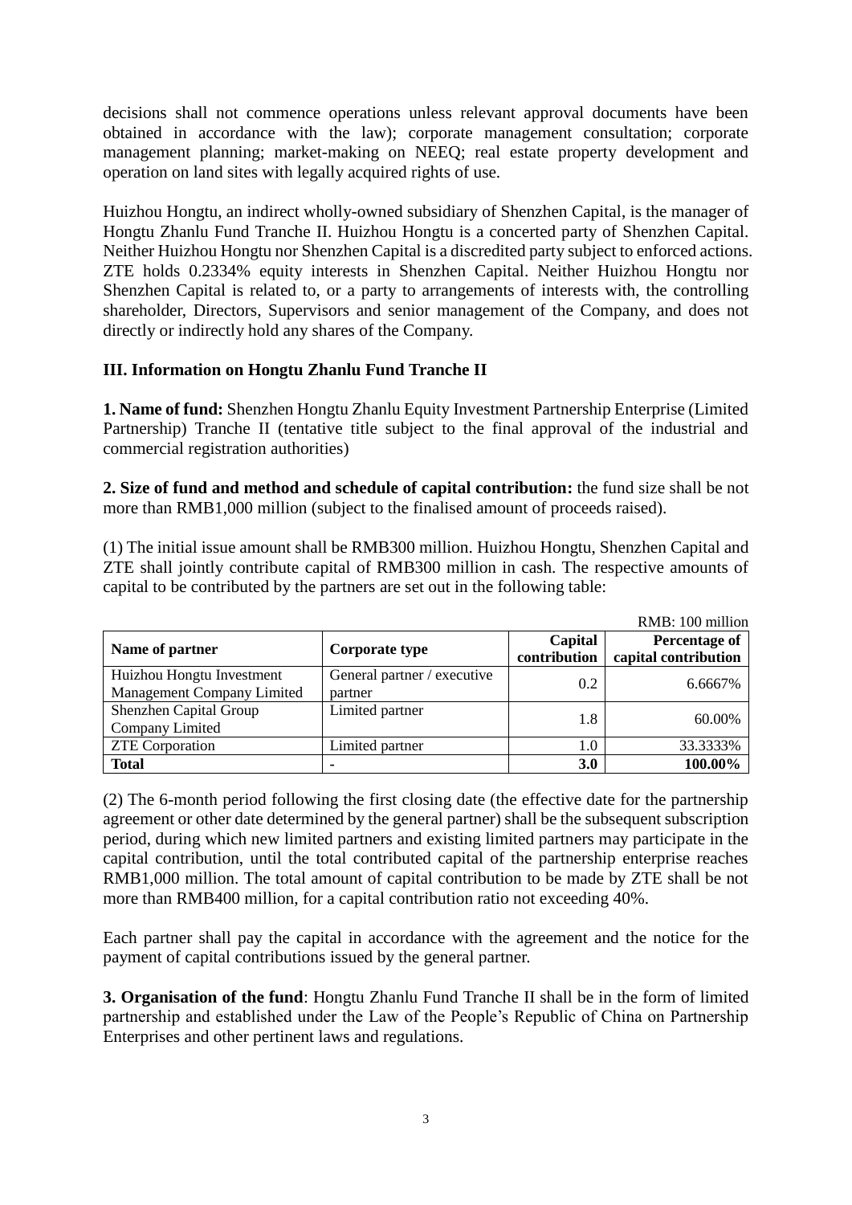decisions shall not commence operations unless relevant approval documents have been obtained in accordance with the law); corporate management consultation; corporate management planning; market-making on NEEQ; real estate property development and operation on land sites with legally acquired rights of use.

Huizhou Hongtu, an indirect wholly-owned subsidiary of Shenzhen Capital, is the manager of Hongtu Zhanlu Fund Tranche II. Huizhou Hongtu is a concerted party of Shenzhen Capital. Neither Huizhou Hongtu nor Shenzhen Capital is a discredited party subject to enforced actions. ZTE holds 0.2334% equity interests in Shenzhen Capital. Neither Huizhou Hongtu nor Shenzhen Capital is related to, or a party to arrangements of interests with, the controlling shareholder, Directors, Supervisors and senior management of the Company, and does not directly or indirectly hold any shares of the Company.

## III. Information on Hongtu Zhanlu Fund Tranche II

**1. Name of fund:** Shenzhen Hongtu Zhanlu Equity Investment Partnership Enterprise (Limited Partnership) Tranche II (tentative title subject to the final approval of the industrial and commercial registration authorities)

**2. Size of fund and method and schedule of capital contribution:** the fund size shall be not more than RMB1,000 million (subject to the finalised amount of proceeds raised).

(1) The initial issue amount shall be RMB300 million. Huizhou Hongtu, Shenzhen Capital and ZTE shall jointly contribute capital of RMB300 million in cash. The respective amounts of capital to be contributed by the partners are set out in the following table:

RMB: 100 million

| Name of partner | Corporate type | Capital contribution | Percentage of capital contribution |
|---|---|---|---|
| Huizhou Hongtu Investment Management Company Limited | General partner / executive partner | 0.2 | 6.6667% |
| Shenzhen Capital Group Company Limited | Limited partner | 1.8 | 60.00% |
| ZTE Corporation | Limited partner | 1.0 | 33.3333% |
| **Total** | - | **3.0** | **100.00%** |

(2) The 6-month period following the first closing date (the effective date for the partnership agreement or other date determined by the general partner) shall be the subsequent subscription period, during which new limited partners and existing limited partners may participate in the capital contribution, until the total contributed capital of the partnership enterprise reaches RMB1,000 million. The total amount of capital contribution to be made by ZTE shall be not more than RMB400 million, for a capital contribution ratio not exceeding 40%.

Each partner shall pay the capital in accordance with the agreement and the notice for the payment of capital contributions issued by the general partner.

**3. Organisation of the fund**: Hongtu Zhanlu Fund Tranche II shall be in the form of limited partnership and established under the Law of the People's Republic of China on Partnership Enterprises and other pertinent laws and regulations.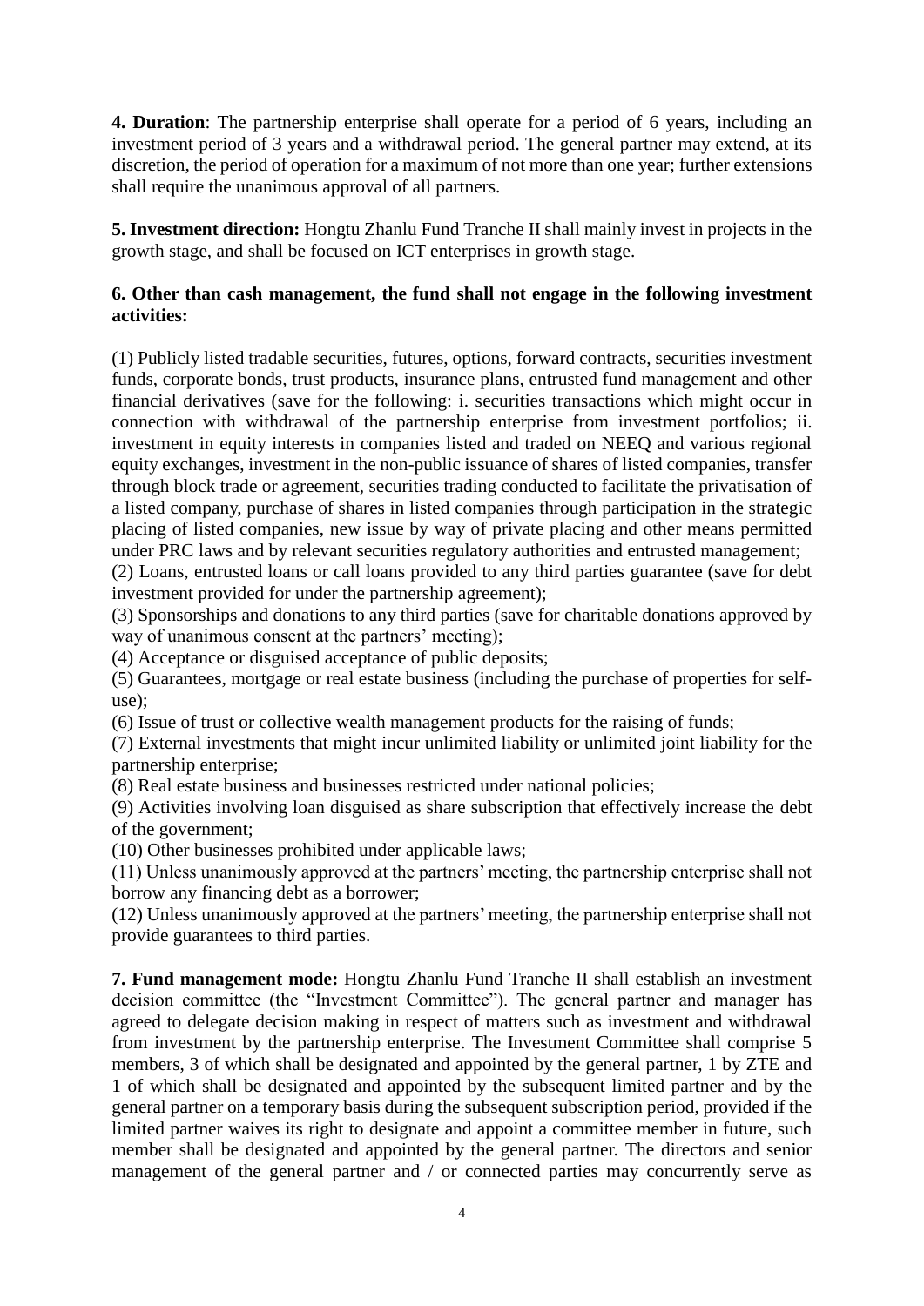**4. Duration**: The partnership enterprise shall operate for a period of 6 years, including an investment period of 3 years and a withdrawal period. The general partner may extend, at its discretion, the period of operation for a maximum of not more than one year; further extensions shall require the unanimous approval of all partners.

**5. Investment direction:** Hongtu Zhanlu Fund Tranche II shall mainly invest in projects in the growth stage, and shall be focused on ICT enterprises in growth stage.

**6. Other than cash management, the fund shall not engage in the following investment activities:**

(1) Publicly listed tradable securities, futures, options, forward contracts, securities investment funds, corporate bonds, trust products, insurance plans, entrusted fund management and other financial derivatives (save for the following: i. securities transactions which might occur in connection with withdrawal of the partnership enterprise from investment portfolios; ii. investment in equity interests in companies listed and traded on NEEQ and various regional equity exchanges, investment in the non-public issuance of shares of listed companies, transfer through block trade or agreement, securities trading conducted to facilitate the privatisation of a listed company, purchase of shares in listed companies through participation in the strategic placing of listed companies, new issue by way of private placing and other means permitted under PRC laws and by relevant securities regulatory authorities and entrusted management;
(2) Loans, entrusted loans or call loans provided to any third parties guarantee (save for debt investment provided for under the partnership agreement);
(3) Sponsorships and donations to any third parties (save for charitable donations approved by way of unanimous consent at the partners' meeting);
(4) Acceptance or disguised acceptance of public deposits;
(5) Guarantees, mortgage or real estate business (including the purchase of properties for self-use);
(6) Issue of trust or collective wealth management products for the raising of funds;
(7) External investments that might incur unlimited liability or unlimited joint liability for the partnership enterprise;
(8) Real estate business and businesses restricted under national policies;
(9) Activities involving loan disguised as share subscription that effectively increase the debt of the government;
(10) Other businesses prohibited under applicable laws;
(11) Unless unanimously approved at the partners' meeting, the partnership enterprise shall not borrow any financing debt as a borrower;
(12) Unless unanimously approved at the partners' meeting, the partnership enterprise shall not provide guarantees to third parties.

**7. Fund management mode:** Hongtu Zhanlu Fund Tranche II shall establish an investment decision committee (the "Investment Committee"). The general partner and manager has agreed to delegate decision making in respect of matters such as investment and withdrawal from investment by the partnership enterprise. The Investment Committee shall comprise 5 members, 3 of which shall be designated and appointed by the general partner, 1 by ZTE and 1 of which shall be designated and appointed by the subsequent limited partner and by the general partner on a temporary basis during the subsequent subscription period, provided if the limited partner waives its right to designate and appoint a committee member in future, such member shall be designated and appointed by the general partner. The directors and senior management of the general partner and / or connected parties may concurrently serve as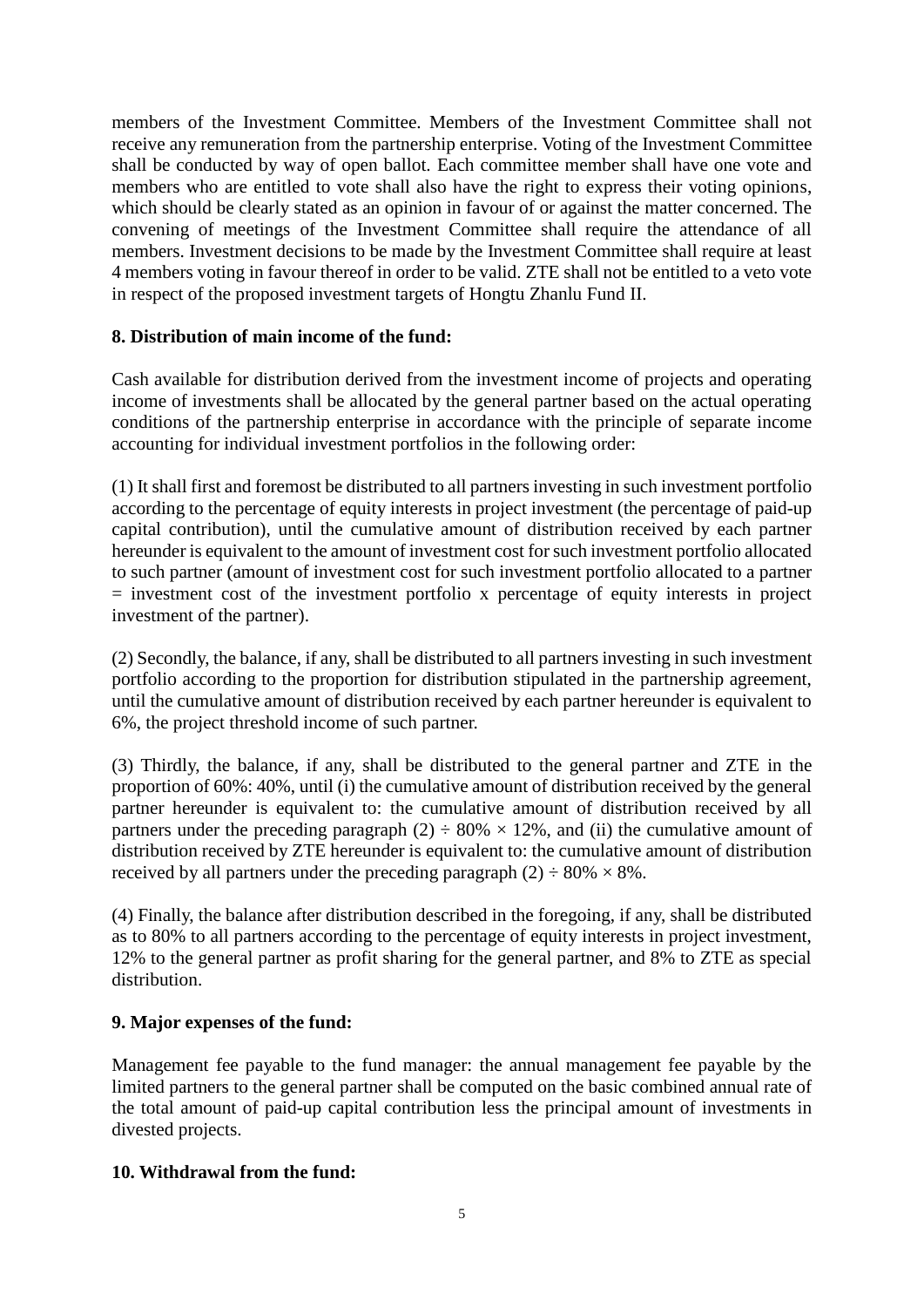members of the Investment Committee. Members of the Investment Committee shall not receive any remuneration from the partnership enterprise. Voting of the Investment Committee shall be conducted by way of open ballot. Each committee member shall have one vote and members who are entitled to vote shall also have the right to express their voting opinions, which should be clearly stated as an opinion in favour of or against the matter concerned. The convening of meetings of the Investment Committee shall require the attendance of all members. Investment decisions to be made by the Investment Committee shall require at least 4 members voting in favour thereof in order to be valid. ZTE shall not be entitled to a veto vote in respect of the proposed investment targets of Hongtu Zhanlu Fund II.

**8. Distribution of main income of the fund:**

Cash available for distribution derived from the investment income of projects and operating income of investments shall be allocated by the general partner based on the actual operating conditions of the partnership enterprise in accordance with the principle of separate income accounting for individual investment portfolios in the following order:

(1) It shall first and foremost be distributed to all partners investing in such investment portfolio according to the percentage of equity interests in project investment (the percentage of paid-up capital contribution), until the cumulative amount of distribution received by each partner hereunder is equivalent to the amount of investment cost for such investment portfolio allocated to such partner (amount of investment cost for such investment portfolio allocated to a partner = investment cost of the investment portfolio x percentage of equity interests in project investment of the partner).

(2) Secondly, the balance, if any, shall be distributed to all partners investing in such investment portfolio according to the proportion for distribution stipulated in the partnership agreement, until the cumulative amount of distribution received by each partner hereunder is equivalent to 6%, the project threshold income of such partner.

(3) Thirdly, the balance, if any, shall be distributed to the general partner and ZTE in the proportion of 60%: 40%, until (i) the cumulative amount of distribution received by the general partner hereunder is equivalent to: the cumulative amount of distribution received by all partners under the preceding paragraph (2) $\div$ 80% $\times$ 12%, and (ii) the cumulative amount of distribution received by ZTE hereunder is equivalent to: the cumulative amount of distribution received by all partners under the preceding paragraph (2) $\div$ 80% $\times$ 8%.

(4) Finally, the balance after distribution described in the foregoing, if any, shall be distributed as to 80% to all partners according to the percentage of equity interests in project investment, 12% to the general partner as profit sharing for the general partner, and 8% to ZTE as special distribution.

**9. Major expenses of the fund:**

Management fee payable to the fund manager: the annual management fee payable by the limited partners to the general partner shall be computed on the basic combined annual rate of the total amount of paid-up capital contribution less the principal amount of investments in divested projects.

**10. Withdrawal from the fund:**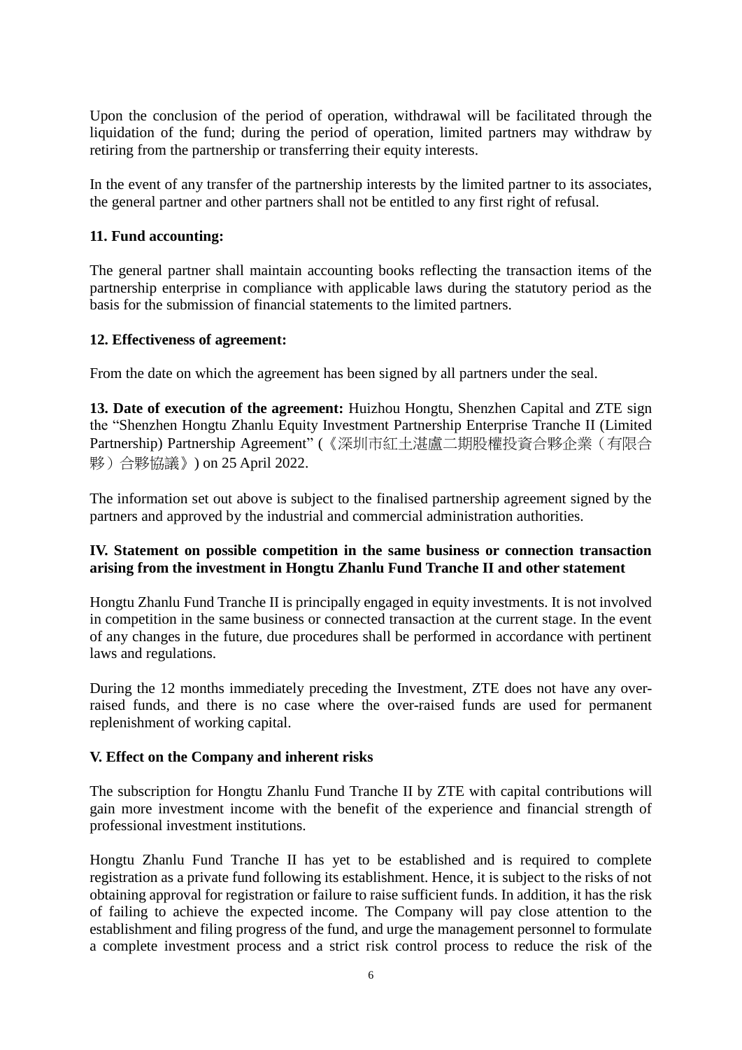Upon the conclusion of the period of operation, withdrawal will be facilitated through the liquidation of the fund; during the period of operation, limited partners may withdraw by retiring from the partnership or transferring their equity interests.

In the event of any transfer of the partnership interests by the limited partner to its associates, the general partner and other partners shall not be entitled to any first right of refusal.

**11. Fund accounting:**

The general partner shall maintain accounting books reflecting the transaction items of the partnership enterprise in compliance with applicable laws during the statutory period as the basis for the submission of financial statements to the limited partners.

**12. Effectiveness of agreement:**

From the date on which the agreement has been signed by all partners under the seal.

**13. Date of execution of the agreement:** Huizhou Hongtu, Shenzhen Capital and ZTE sign the "Shenzhen Hongtu Zhanlu Equity Investment Partnership Enterprise Tranche II (Limited Partnership) Partnership Agreement" (《深圳市紅土湛盧二期股權投資合夥企業（有限合夥）合夥協議》) on 25 April 2022.

The information set out above is subject to the finalised partnership agreement signed by the partners and approved by the industrial and commercial administration authorities.

**IV. Statement on possible competition in the same business or connection transaction arising from the investment in Hongtu Zhanlu Fund Tranche II and other statement**

Hongtu Zhanlu Fund Tranche II is principally engaged in equity investments. It is not involved in competition in the same business or connected transaction at the current stage. In the event of any changes in the future, due procedures shall be performed in accordance with pertinent laws and regulations.

During the 12 months immediately preceding the Investment, ZTE does not have any over-raised funds, and there is no case where the over-raised funds are used for permanent replenishment of working capital.

**V. Effect on the Company and inherent risks**

The subscription for Hongtu Zhanlu Fund Tranche II by ZTE with capital contributions will gain more investment income with the benefit of the experience and financial strength of professional investment institutions.

Hongtu Zhanlu Fund Tranche II has yet to be established and is required to complete registration as a private fund following its establishment. Hence, it is subject to the risks of not obtaining approval for registration or failure to raise sufficient funds. In addition, it has the risk of failing to achieve the expected income. The Company will pay close attention to the establishment and filing progress of the fund, and urge the management personnel to formulate a complete investment process and a strict risk control process to reduce the risk of the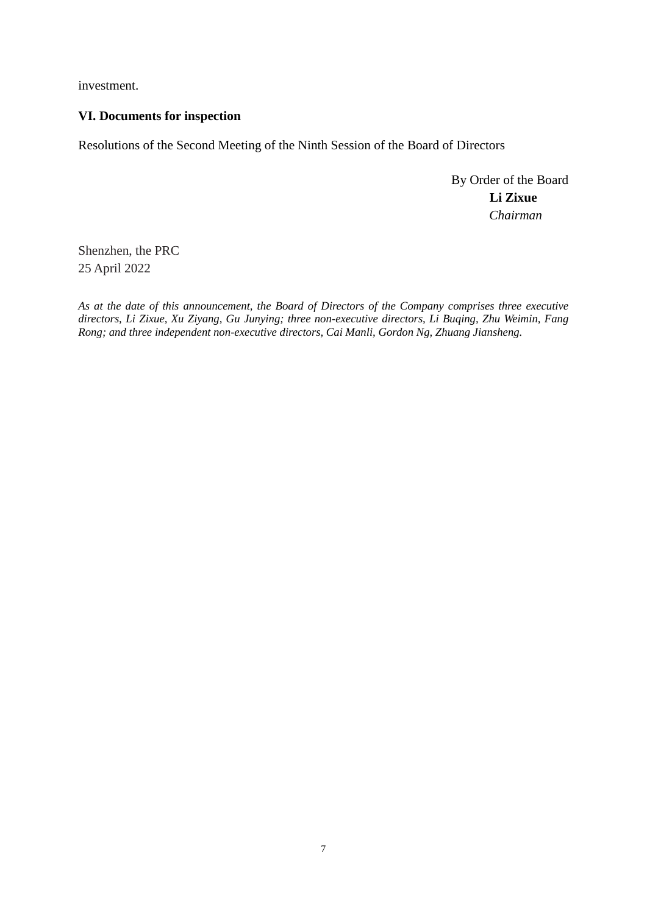investment.

**VI. Documents for inspection**

Resolutions of the Second Meeting of the Ninth Session of the Board of Directors

By Order of the Board
**Li Zixue**
*Chairman*

Shenzhen, the PRC
25 April 2022

*As at the date of this announcement, the Board of Directors of the Company comprises three executive directors, Li Zixue, Xu Ziyang, Gu Junying; three non-executive directors, Li Buqing, Zhu Weimin, Fang Rong; and three independent non-executive directors, Cai Manli, Gordon Ng, Zhuang Jiansheng.*